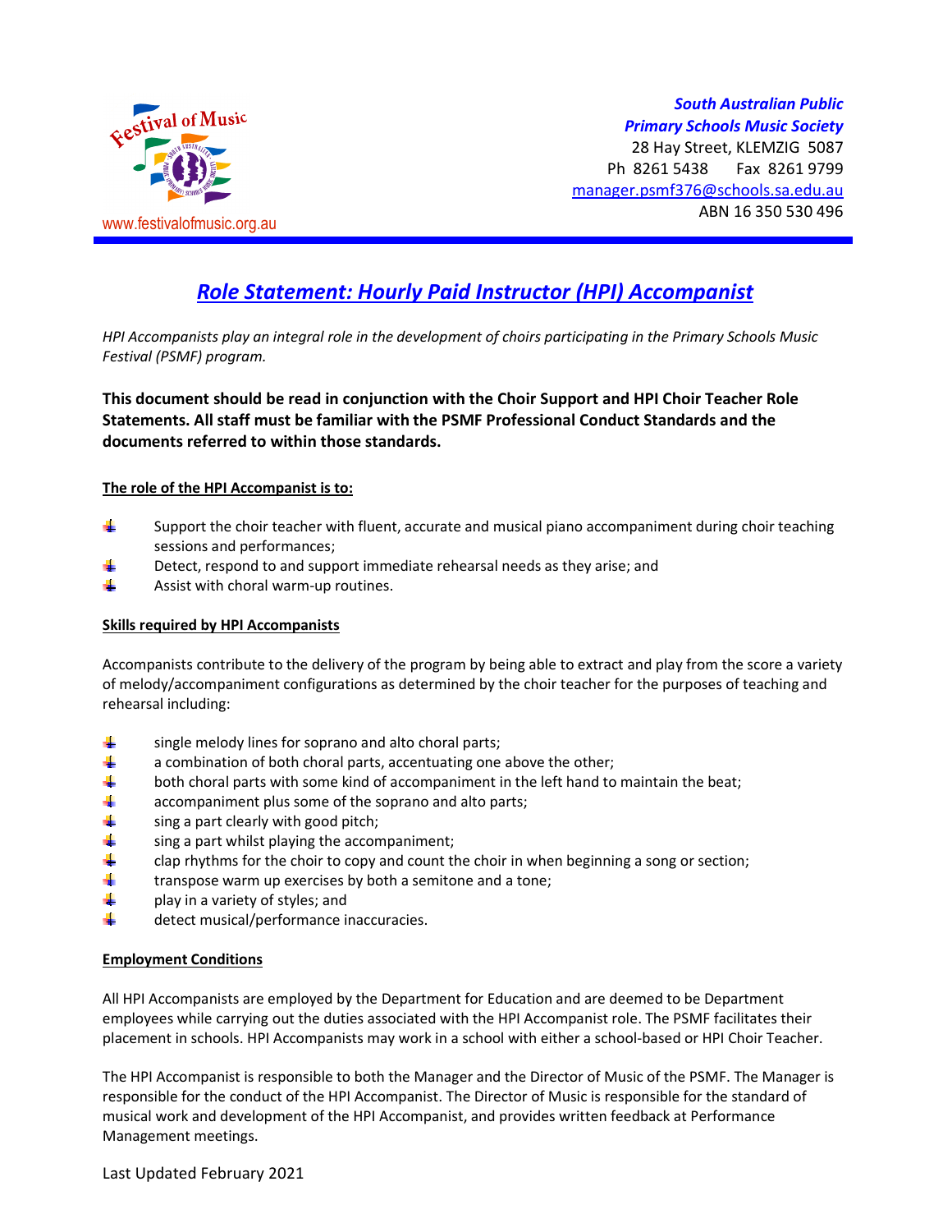www.festivalofmusic.org.au

***South Australian Public***
***Primary Schools Music Society***
28 Hay Street, KLEMZIG 5087
Ph 8261 5438 Fax 8261 9799
manager.psmf376@schools.sa.edu.au
ABN 16 350 530 496

# *Role Statement: Hourly Paid Instructor (HPI) Accompanist*

*HPI Accompanists play an integral role in the development of choirs participating in the Primary Schools Music Festival (PSMF) program.*

**This document should be read in conjunction with the Choir Support and HPI Choir Teacher Role Statements. All staff must be familiar with the PSMF Professional Conduct Standards and the documents referred to within those standards.**

**The role of the HPI Accompanist is to:**

- Support the choir teacher with fluent, accurate and musical piano accompaniment during choir teaching sessions and performances;
- Detect, respond to and support immediate rehearsal needs as they arise; and
- Assist with choral warm-up routines.

**Skills required by HPI Accompanists**

Accompanists contribute to the delivery of the program by being able to extract and play from the score a variety of melody/accompaniment configurations as determined by the choir teacher for the purposes of teaching and rehearsal including:

- single melody lines for soprano and alto choral parts;
- a combination of both choral parts, accentuating one above the other;
- both choral parts with some kind of accompaniment in the left hand to maintain the beat;
- accompaniment plus some of the soprano and alto parts;
- sing a part clearly with good pitch;
- sing a part whilst playing the accompaniment;
- clap rhythms for the choir to copy and count the choir in when beginning a song or section;
- transpose warm up exercises by both a semitone and a tone;
- play in a variety of styles; and
- detect musical/performance inaccuracies.

**Employment Conditions**

All HPI Accompanists are employed by the Department for Education and are deemed to be Department employees while carrying out the duties associated with the HPI Accompanist role. The PSMF facilitates their placement in schools. HPI Accompanists may work in a school with either a school-based or HPI Choir Teacher.

The HPI Accompanist is responsible to both the Manager and the Director of Music of the PSMF. The Manager is responsible for the conduct of the HPI Accompanist. The Director of Music is responsible for the standard of musical work and development of the HPI Accompanist, and provides written feedback at Performance Management meetings.

Last Updated February 2021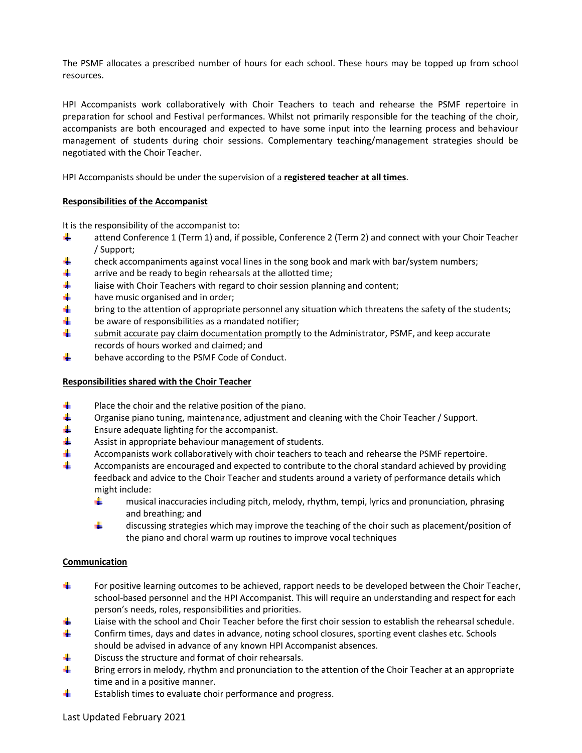The PSMF allocates a prescribed number of hours for each school. These hours may be topped up from school resources.

HPI Accompanists work collaboratively with Choir Teachers to teach and rehearse the PSMF repertoire in preparation for school and Festival performances. Whilst not primarily responsible for the teaching of the choir, accompanists are both encouraged and expected to have some input into the learning process and behaviour management of students during choir sessions. Complementary teaching/management strategies should be negotiated with the Choir Teacher.

HPI Accompanists should be under the supervision of a **registered teacher at all times**.

**Responsibilities of the Accompanist**

It is the responsibility of the accompanist to:

- attend Conference 1 (Term 1) and, if possible, Conference 2 (Term 2) and connect with your Choir Teacher / Support;
- check accompaniments against vocal lines in the song book and mark with bar/system numbers;
- arrive and be ready to begin rehearsals at the allotted time;
- liaise with Choir Teachers with regard to choir session planning and content;
- have music organised and in order;
- bring to the attention of appropriate personnel any situation which threatens the safety of the students;
- be aware of responsibilities as a mandated notifier;
- submit accurate pay claim documentation promptly to the Administrator, PSMF, and keep accurate records of hours worked and claimed; and
- behave according to the PSMF Code of Conduct.

**Responsibilities shared with the Choir Teacher**

- Place the choir and the relative position of the piano.
- Organise piano tuning, maintenance, adjustment and cleaning with the Choir Teacher / Support.
- Ensure adequate lighting for the accompanist.
- Assist in appropriate behaviour management of students.
- Accompanists work collaboratively with choir teachers to teach and rehearse the PSMF repertoire.
- Accompanists are encouraged and expected to contribute to the choral standard achieved by providing feedback and advice to the Choir Teacher and students around a variety of performance details which might include:
  - musical inaccuracies including pitch, melody, rhythm, tempi, lyrics and pronunciation, phrasing and breathing; and
  - discussing strategies which may improve the teaching of the choir such as placement/position of the piano and choral warm up routines to improve vocal techniques

**Communication**

- For positive learning outcomes to be achieved, rapport needs to be developed between the Choir Teacher, school-based personnel and the HPI Accompanist. This will require an understanding and respect for each person's needs, roles, responsibilities and priorities.
- Liaise with the school and Choir Teacher before the first choir session to establish the rehearsal schedule.
- Confirm times, days and dates in advance, noting school closures, sporting event clashes etc. Schools should be advised in advance of any known HPI Accompanist absences.
- Discuss the structure and format of choir rehearsals.
- Bring errors in melody, rhythm and pronunciation to the attention of the Choir Teacher at an appropriate time and in a positive manner.
- Establish times to evaluate choir performance and progress.

Last Updated February 2021